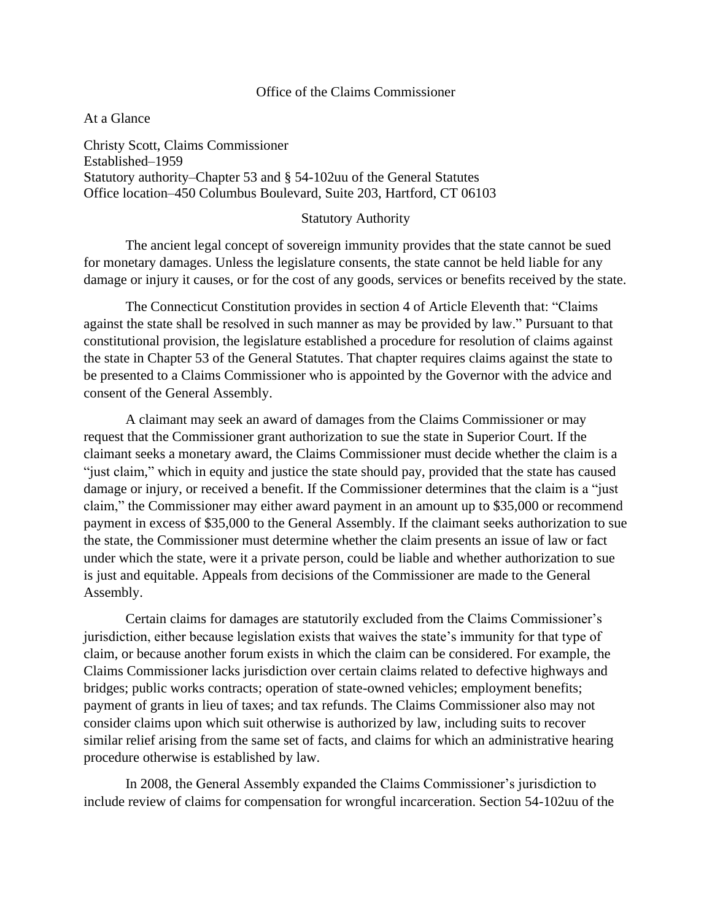# Office of the Claims Commissioner

## At a Glance

Christy Scott, Claims Commissioner
Established–1959
Statutory authority–Chapter 53 and § 54-102uu of the General Statutes
Office location–450 Columbus Boulevard, Suite 203, Hartford, CT 06103

## Statutory Authority

The ancient legal concept of sovereign immunity provides that the state cannot be sued for monetary damages. Unless the legislature consents, the state cannot be held liable for any damage or injury it causes, or for the cost of any goods, services or benefits received by the state.

The Connecticut Constitution provides in section 4 of Article Eleventh that: "Claims against the state shall be resolved in such manner as may be provided by law." Pursuant to that constitutional provision, the legislature established a procedure for resolution of claims against the state in Chapter 53 of the General Statutes. That chapter requires claims against the state to be presented to a Claims Commissioner who is appointed by the Governor with the advice and consent of the General Assembly.

A claimant may seek an award of damages from the Claims Commissioner or may request that the Commissioner grant authorization to sue the state in Superior Court. If the claimant seeks a monetary award, the Claims Commissioner must decide whether the claim is a "just claim," which in equity and justice the state should pay, provided that the state has caused damage or injury, or received a benefit. If the Commissioner determines that the claim is a "just claim," the Commissioner may either award payment in an amount up to $35,000 or recommend payment in excess of $35,000 to the General Assembly. If the claimant seeks authorization to sue the state, the Commissioner must determine whether the claim presents an issue of law or fact under which the state, were it a private person, could be liable and whether authorization to sue is just and equitable. Appeals from decisions of the Commissioner are made to the General Assembly.

Certain claims for damages are statutorily excluded from the Claims Commissioner's jurisdiction, either because legislation exists that waives the state's immunity for that type of claim, or because another forum exists in which the claim can be considered. For example, the Claims Commissioner lacks jurisdiction over certain claims related to defective highways and bridges; public works contracts; operation of state-owned vehicles; employment benefits; payment of grants in lieu of taxes; and tax refunds. The Claims Commissioner also may not consider claims upon which suit otherwise is authorized by law, including suits to recover similar relief arising from the same set of facts, and claims for which an administrative hearing procedure otherwise is established by law.

In 2008, the General Assembly expanded the Claims Commissioner's jurisdiction to include review of claims for compensation for wrongful incarceration. Section 54-102uu of the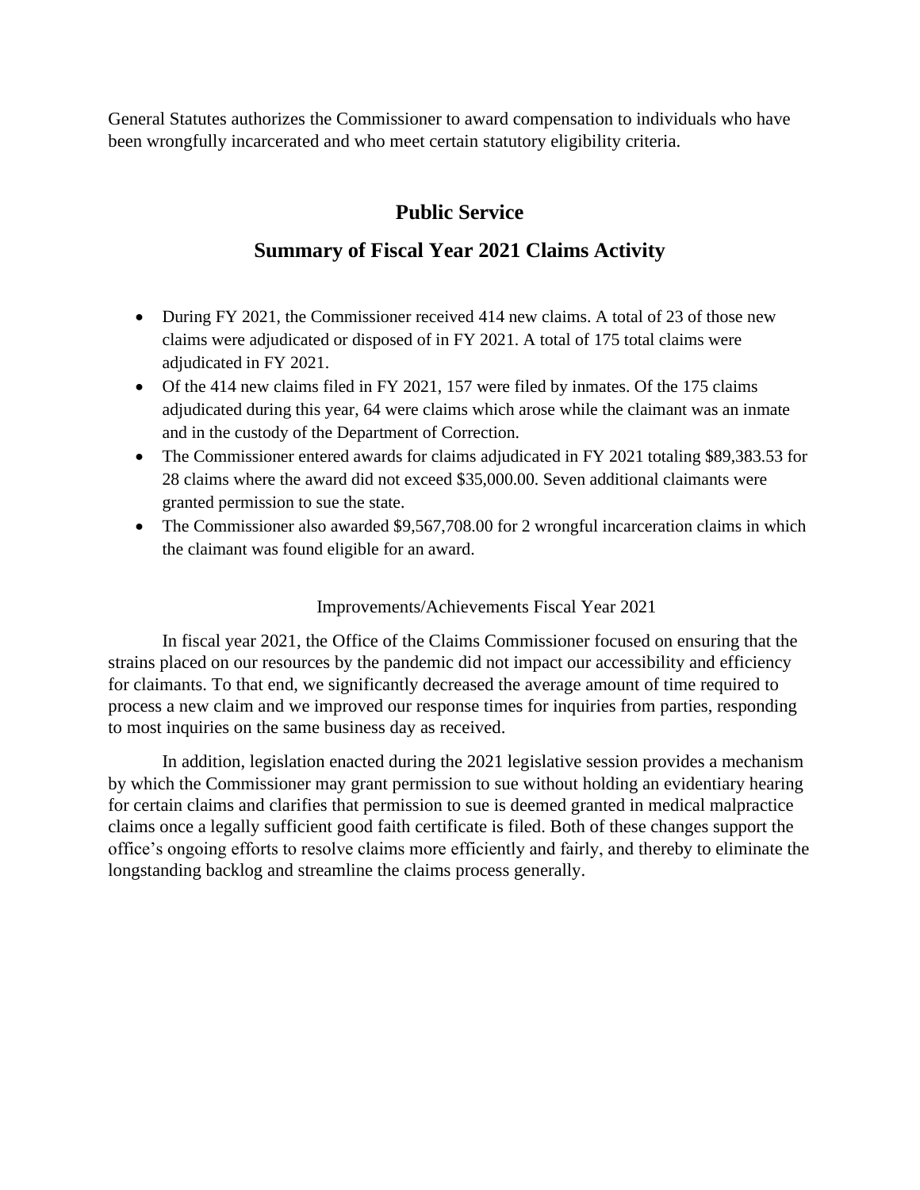General Statutes authorizes the Commissioner to award compensation to individuals who have been wrongfully incarcerated and who meet certain statutory eligibility criteria.

## Public Service

## Summary of Fiscal Year 2021 Claims Activity

- During FY 2021, the Commissioner received 414 new claims. A total of 23 of those new claims were adjudicated or disposed of in FY 2021. A total of 175 total claims were adjudicated in FY 2021.
- Of the 414 new claims filed in FY 2021, 157 were filed by inmates. Of the 175 claims adjudicated during this year, 64 were claims which arose while the claimant was an inmate and in the custody of the Department of Correction.
- The Commissioner entered awards for claims adjudicated in FY 2021 totaling $89,383.53 for 28 claims where the award did not exceed $35,000.00. Seven additional claimants were granted permission to sue the state.
- The Commissioner also awarded $9,567,708.00 for 2 wrongful incarceration claims in which the claimant was found eligible for an award.

### Improvements/Achievements Fiscal Year 2021

In fiscal year 2021, the Office of the Claims Commissioner focused on ensuring that the strains placed on our resources by the pandemic did not impact our accessibility and efficiency for claimants. To that end, we significantly decreased the average amount of time required to process a new claim and we improved our response times for inquiries from parties, responding to most inquiries on the same business day as received.

In addition, legislation enacted during the 2021 legislative session provides a mechanism by which the Commissioner may grant permission to sue without holding an evidentiary hearing for certain claims and clarifies that permission to sue is deemed granted in medical malpractice claims once a legally sufficient good faith certificate is filed. Both of these changes support the office's ongoing efforts to resolve claims more efficiently and fairly, and thereby to eliminate the longstanding backlog and streamline the claims process generally.